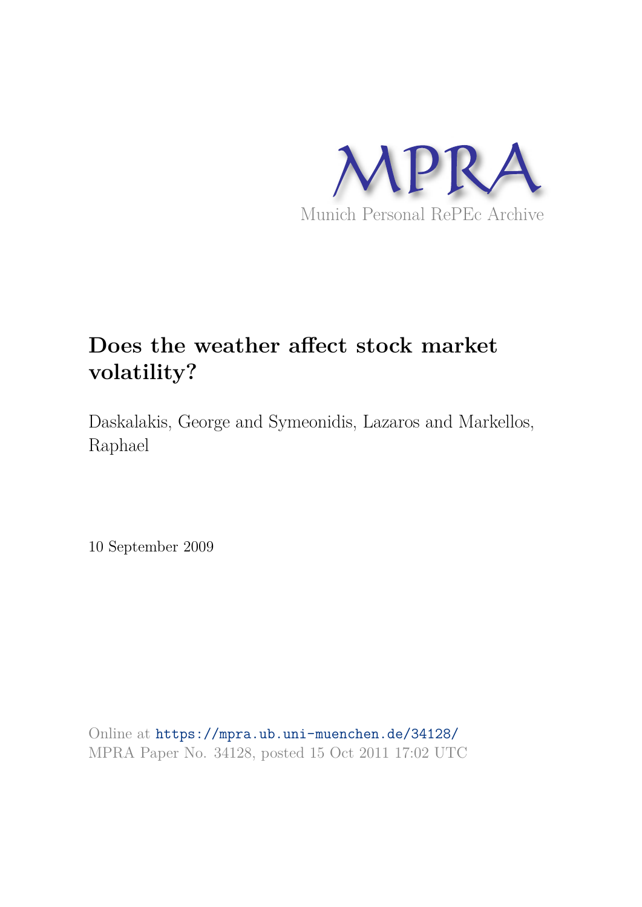MPRA

Munich Personal RePEc Archive

# Does the weather affect stock market volatility?

Daskalakis, George and Symeonidis, Lazaros and Markellos, Raphael

10 September 2009

Online at https://mpra.ub.uni-muenchen.de/34128/
MPRA Paper No. 34128, posted 15 Oct 2011 17:02 UTC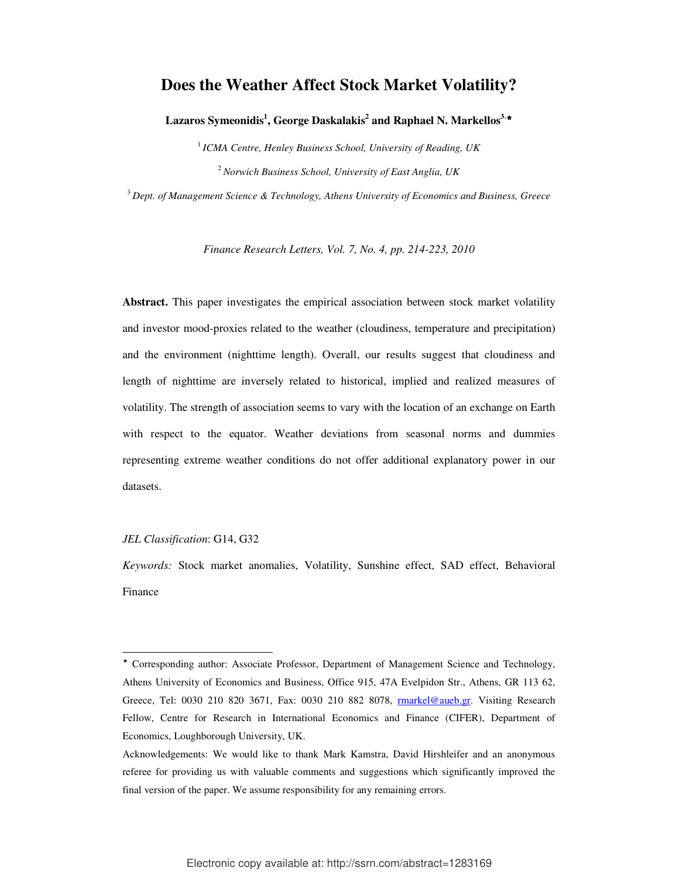# Does the Weather Affect Stock Market Volatility?

**Lazaros Symeonidis[1], George Daskalakis[2] and Raphael N. Markellos[3,⋆]**

[1] *ICMA Centre, Henley Business School, University of Reading, UK*

[2] *Norwich Business School, University of East Anglia, UK*

[3] *Dept. of Management Science & Technology, Athens University of Economics and Business, Greece*

*Finance Research Letters, Vol. 7, No. 4, pp. 214-223, 2010*

**Abstract.** This paper investigates the empirical association between stock market volatility and investor mood-proxies related to the weather (cloudiness, temperature and precipitation) and the environment (nighttime length). Overall, our results suggest that cloudiness and length of nighttime are inversely related to historical, implied and realized measures of volatility. The strength of association seems to vary with the location of an exchange on Earth with respect to the equator. Weather deviations from seasonal norms and dummies representing extreme weather conditions do not offer additional explanatory power in our datasets.

*JEL Classification*: G14, G32

*Keywords:* Stock market anomalies, Volatility, Sunshine effect, SAD effect, Behavioral Finance

---

⋆ Corresponding author: Associate Professor, Department of Management Science and Technology, Athens University of Economics and Business, Office 915, 47A Evelpidon Str., Athens, GR 113 62, Greece, Tel: 0030 210 820 3671, Fax: 0030 210 882 8078, rmarkel@aueb.gr. Visiting Research Fellow, Centre for Research in International Economics and Finance (CIFER), Department of Economics, Loughborough University, UK.

Acknowledgements: We would like to thank Mark Kamstra, David Hirshleifer and an anonymous referee for providing us with valuable comments and suggestions which significantly improved the final version of the paper. We assume responsibility for any remaining errors.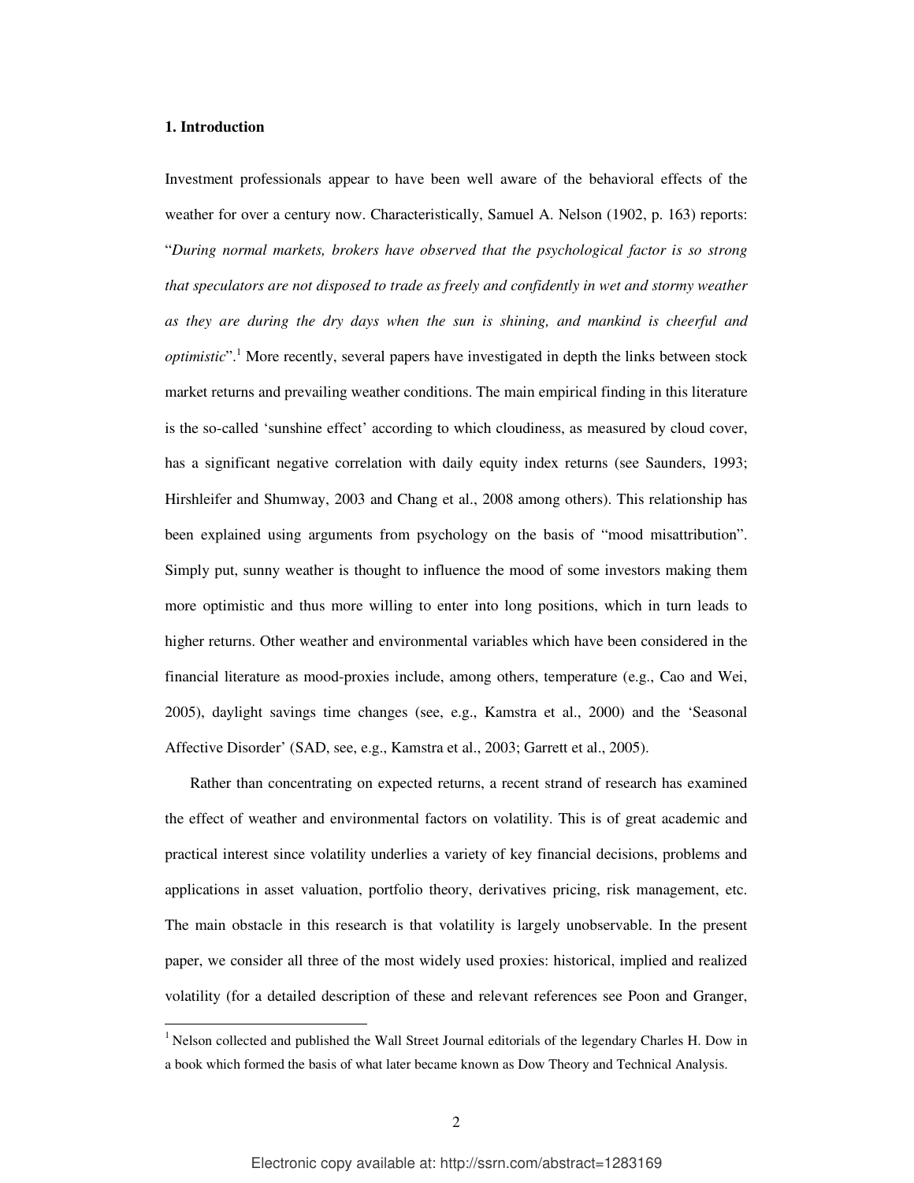## 1. Introduction

Investment professionals appear to have been well aware of the behavioral effects of the weather for over a century now. Characteristically, Samuel A. Nelson (1902, p. 163) reports: "*During normal markets, brokers have observed that the psychological factor is so strong that speculators are not disposed to trade as freely and confidently in wet and stormy weather as they are during the dry days when the sun is shining, and mankind is cheerful and optimistic*".[1] More recently, several papers have investigated in depth the links between stock market returns and prevailing weather conditions. The main empirical finding in this literature is the so-called 'sunshine effect' according to which cloudiness, as measured by cloud cover, has a significant negative correlation with daily equity index returns (see Saunders, 1993; Hirshleifer and Shumway, 2003 and Chang et al., 2008 among others). This relationship has been explained using arguments from psychology on the basis of "mood misattribution". Simply put, sunny weather is thought to influence the mood of some investors making them more optimistic and thus more willing to enter into long positions, which in turn leads to higher returns. Other weather and environmental variables which have been considered in the financial literature as mood-proxies include, among others, temperature (e.g., Cao and Wei, 2005), daylight savings time changes (see, e.g., Kamstra et al., 2000) and the 'Seasonal Affective Disorder' (SAD, see, e.g., Kamstra et al., 2003; Garrett et al., 2005).

Rather than concentrating on expected returns, a recent strand of research has examined the effect of weather and environmental factors on volatility. This is of great academic and practical interest since volatility underlies a variety of key financial decisions, problems and applications in asset valuation, portfolio theory, derivatives pricing, risk management, etc. The main obstacle in this research is that volatility is largely unobservable. In the present paper, we consider all three of the most widely used proxies: historical, implied and realized volatility (for a detailed description of these and relevant references see Poon and Granger,

[1] Nelson collected and published the Wall Street Journal editorials of the legendary Charles H. Dow in a book which formed the basis of what later became known as Dow Theory and Technical Analysis.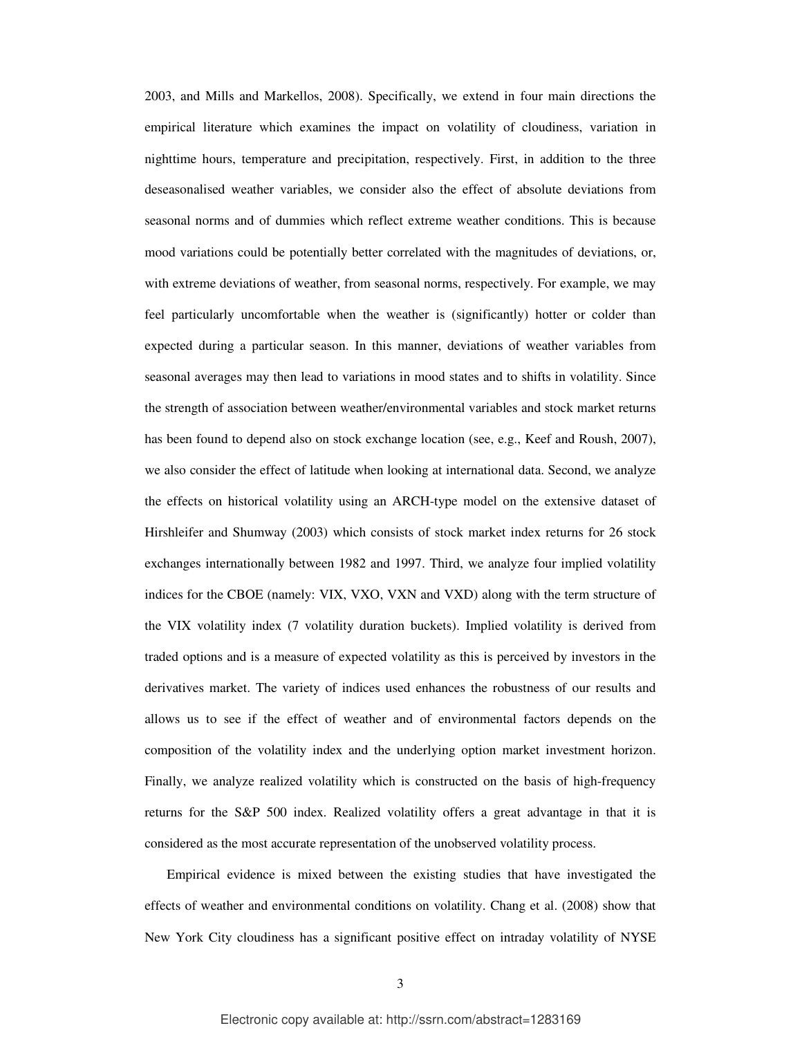2003, and Mills and Markellos, 2008). Specifically, we extend in four main directions the empirical literature which examines the impact on volatility of cloudiness, variation in nighttime hours, temperature and precipitation, respectively. First, in addition to the three deseasonalised weather variables, we consider also the effect of absolute deviations from seasonal norms and of dummies which reflect extreme weather conditions. This is because mood variations could be potentially better correlated with the magnitudes of deviations, or, with extreme deviations of weather, from seasonal norms, respectively. For example, we may feel particularly uncomfortable when the weather is (significantly) hotter or colder than expected during a particular season. In this manner, deviations of weather variables from seasonal averages may then lead to variations in mood states and to shifts in volatility. Since the strength of association between weather/environmental variables and stock market returns has been found to depend also on stock exchange location (see, e.g., Keef and Roush, 2007), we also consider the effect of latitude when looking at international data. Second, we analyze the effects on historical volatility using an ARCH-type model on the extensive dataset of Hirshleifer and Shumway (2003) which consists of stock market index returns for 26 stock exchanges internationally between 1982 and 1997. Third, we analyze four implied volatility indices for the CBOE (namely: VIX, VXO, VXN and VXD) along with the term structure of the VIX volatility index (7 volatility duration buckets). Implied volatility is derived from traded options and is a measure of expected volatility as this is perceived by investors in the derivatives market. The variety of indices used enhances the robustness of our results and allows us to see if the effect of weather and of environmental factors depends on the composition of the volatility index and the underlying option market investment horizon. Finally, we analyze realized volatility which is constructed on the basis of high-frequency returns for the S&P 500 index. Realized volatility offers a great advantage in that it is considered as the most accurate representation of the unobserved volatility process.

Empirical evidence is mixed between the existing studies that have investigated the effects of weather and environmental conditions on volatility. Chang et al. (2008) show that New York City cloudiness has a significant positive effect on intraday volatility of NYSE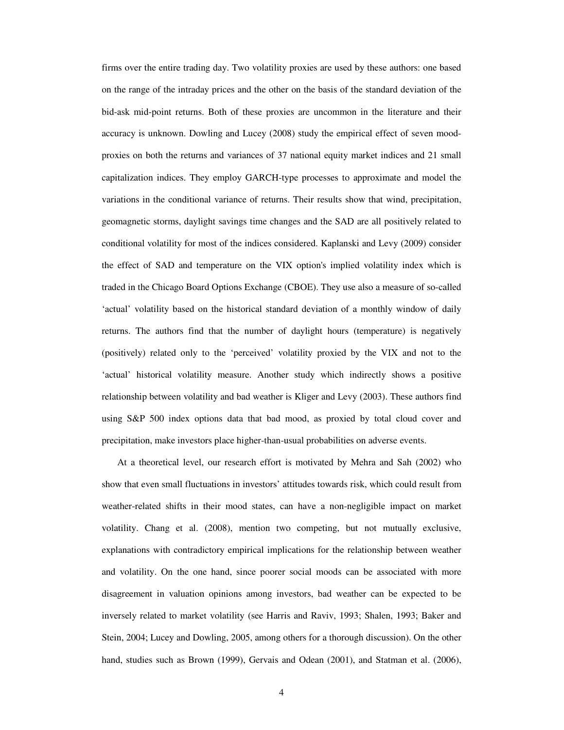firms over the entire trading day. Two volatility proxies are used by these authors: one based on the range of the intraday prices and the other on the basis of the standard deviation of the bid-ask mid-point returns. Both of these proxies are uncommon in the literature and their accuracy is unknown. Dowling and Lucey (2008) study the empirical effect of seven mood-proxies on both the returns and variances of 37 national equity market indices and 21 small capitalization indices. They employ GARCH-type processes to approximate and model the variations in the conditional variance of returns. Their results show that wind, precipitation, geomagnetic storms, daylight savings time changes and the SAD are all positively related to conditional volatility for most of the indices considered. Kaplanski and Levy (2009) consider the effect of SAD and temperature on the VIX option's implied volatility index which is traded in the Chicago Board Options Exchange (CBOE). They use also a measure of so-called 'actual' volatility based on the historical standard deviation of a monthly window of daily returns. The authors find that the number of daylight hours (temperature) is negatively (positively) related only to the 'perceived' volatility proxied by the VIX and not to the 'actual' historical volatility measure. Another study which indirectly shows a positive relationship between volatility and bad weather is Kliger and Levy (2003). These authors find using S&P 500 index options data that bad mood, as proxied by total cloud cover and precipitation, make investors place higher-than-usual probabilities on adverse events.

At a theoretical level, our research effort is motivated by Mehra and Sah (2002) who show that even small fluctuations in investors' attitudes towards risk, which could result from weather-related shifts in their mood states, can have a non-negligible impact on market volatility. Chang et al. (2008), mention two competing, but not mutually exclusive, explanations with contradictory empirical implications for the relationship between weather and volatility. On the one hand, since poorer social moods can be associated with more disagreement in valuation opinions among investors, bad weather can be expected to be inversely related to market volatility (see Harris and Raviv, 1993; Shalen, 1993; Baker and Stein, 2004; Lucey and Dowling, 2005, among others for a thorough discussion). On the other hand, studies such as Brown (1999), Gervais and Odean (2001), and Statman et al. (2006),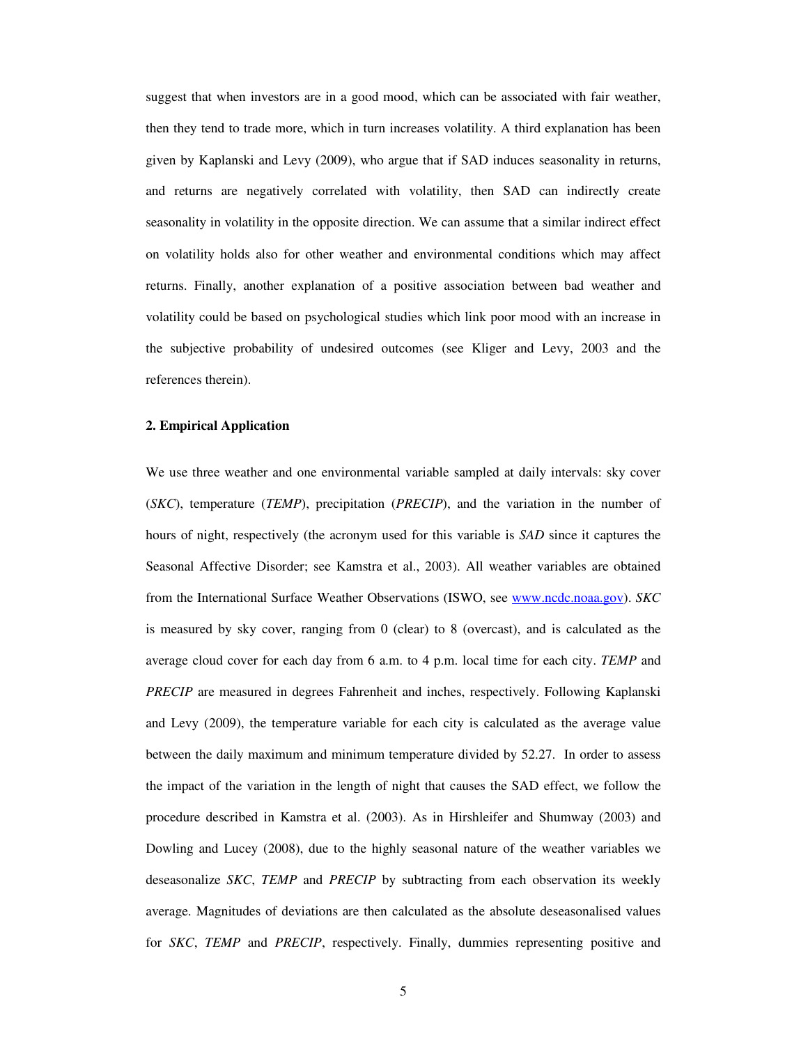suggest that when investors are in a good mood, which can be associated with fair weather, then they tend to trade more, which in turn increases volatility. A third explanation has been given by Kaplanski and Levy (2009), who argue that if SAD induces seasonality in returns, and returns are negatively correlated with volatility, then SAD can indirectly create seasonality in volatility in the opposite direction. We can assume that a similar indirect effect on volatility holds also for other weather and environmental conditions which may affect returns. Finally, another explanation of a positive association between bad weather and volatility could be based on psychological studies which link poor mood with an increase in the subjective probability of undesired outcomes (see Kliger and Levy, 2003 and the references therein).

## 2. Empirical Application

We use three weather and one environmental variable sampled at daily intervals: sky cover (*SKC*), temperature (*TEMP*), precipitation (*PRECIP*), and the variation in the number of hours of night, respectively (the acronym used for this variable is *SAD* since it captures the Seasonal Affective Disorder; see Kamstra et al., 2003). All weather variables are obtained from the International Surface Weather Observations (ISWO, see [www.ncdc.noaa.gov](http://www.ncdc.noaa.gov)). *SKC* is measured by sky cover, ranging from 0 (clear) to 8 (overcast), and is calculated as the average cloud cover for each day from 6 a.m. to 4 p.m. local time for each city. *TEMP* and *PRECIP* are measured in degrees Fahrenheit and inches, respectively. Following Kaplanski and Levy (2009), the temperature variable for each city is calculated as the average value between the daily maximum and minimum temperature divided by 52.27. In order to assess the impact of the variation in the length of night that causes the SAD effect, we follow the procedure described in Kamstra et al. (2003). As in Hirshleifer and Shumway (2003) and Dowling and Lucey (2008), due to the highly seasonal nature of the weather variables we deseasonalize *SKC*, *TEMP* and *PRECIP* by subtracting from each observation its weekly average. Magnitudes of deviations are then calculated as the absolute deseasonalised values for *SKC*, *TEMP* and *PRECIP*, respectively. Finally, dummies representing positive and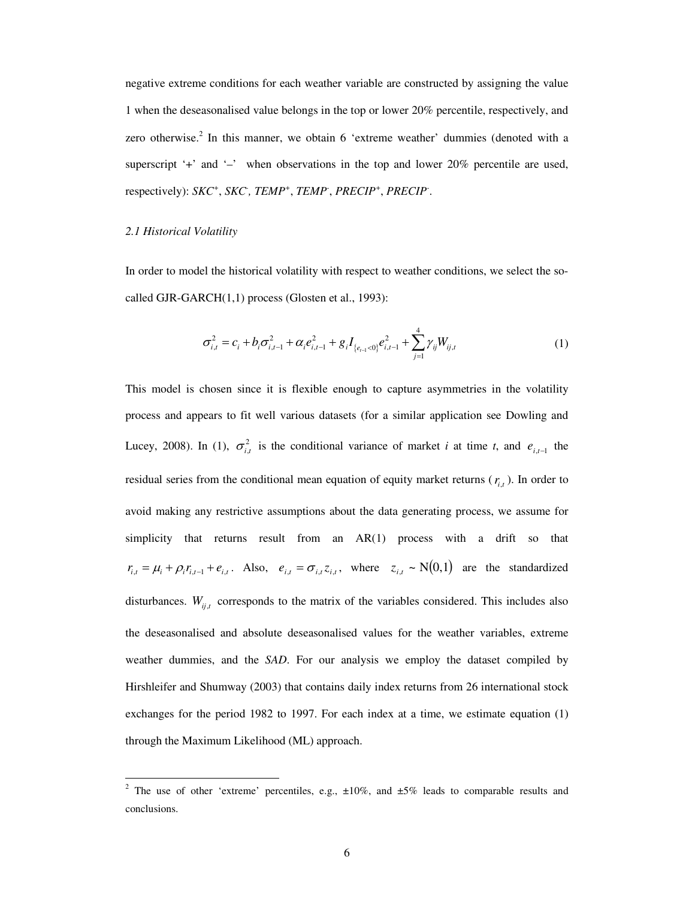negative extreme conditions for each weather variable are constructed by assigning the value 1 when the deseasonalised value belongs in the top or lower 20% percentile, respectively, and zero otherwise.[2] In this manner, we obtain 6 'extreme weather' dummies (denoted with a superscript '+' and '–' when observations in the top and lower 20% percentile are used, respectively): $SKC^{+}$, $SKC^{-}$, $TEMP^{+}$, $TEMP^{-}$, $PRECIP^{+}$, $PRECIP^{-}$.

*2.1 Historical Volatility*

In order to model the historical volatility with respect to weather conditions, we select the so-called GJR-GARCH(1,1) process (Glosten et al., 1993):

$$\sigma_{i,t}^{2} = c_i + b_i \sigma_{i,t-1}^{2} + \alpha_i e_{i,t-1}^{2} + g_i I_{\{e_{t-1}<0\}} e_{i,t-1}^{2} + \sum_{j=1}^{4} \gamma_{ij} W_{ij,t} \tag{1}$$

This model is chosen since it is flexible enough to capture asymmetries in the volatility process and appears to fit well various datasets (for a similar application see Dowling and Lucey, 2008). In (1), $\sigma_{i,t}^{2}$ is the conditional variance of market *i* at time *t*, and $e_{i,t-1}$ the residual series from the conditional mean equation of equity market returns ($r_{i,t}$). In order to avoid making any restrictive assumptions about the data generating process, we assume for simplicity that returns result from an AR(1) process with a drift so that $r_{i,t} = \mu_i + \rho_i r_{i,t-1} + e_{i,t}$. Also, $e_{i,t} = \sigma_{i,t} z_{i,t}$, where $z_{i,t} \sim \mathrm{N}(0,1)$ are the standardized disturbances. $W_{ij,t}$ corresponds to the matrix of the variables considered. This includes also the deseasonalised and absolute deseasonalised values for the weather variables, extreme weather dummies, and the *SAD*. For our analysis we employ the dataset compiled by Hirshleifer and Shumway (2003) that contains daily index returns from 26 international stock exchanges for the period 1982 to 1997. For each index at a time, we estimate equation (1) through the Maximum Likelihood (ML) approach.

[2] The use of other 'extreme' percentiles, e.g., ±10%, and ±5% leads to comparable results and conclusions.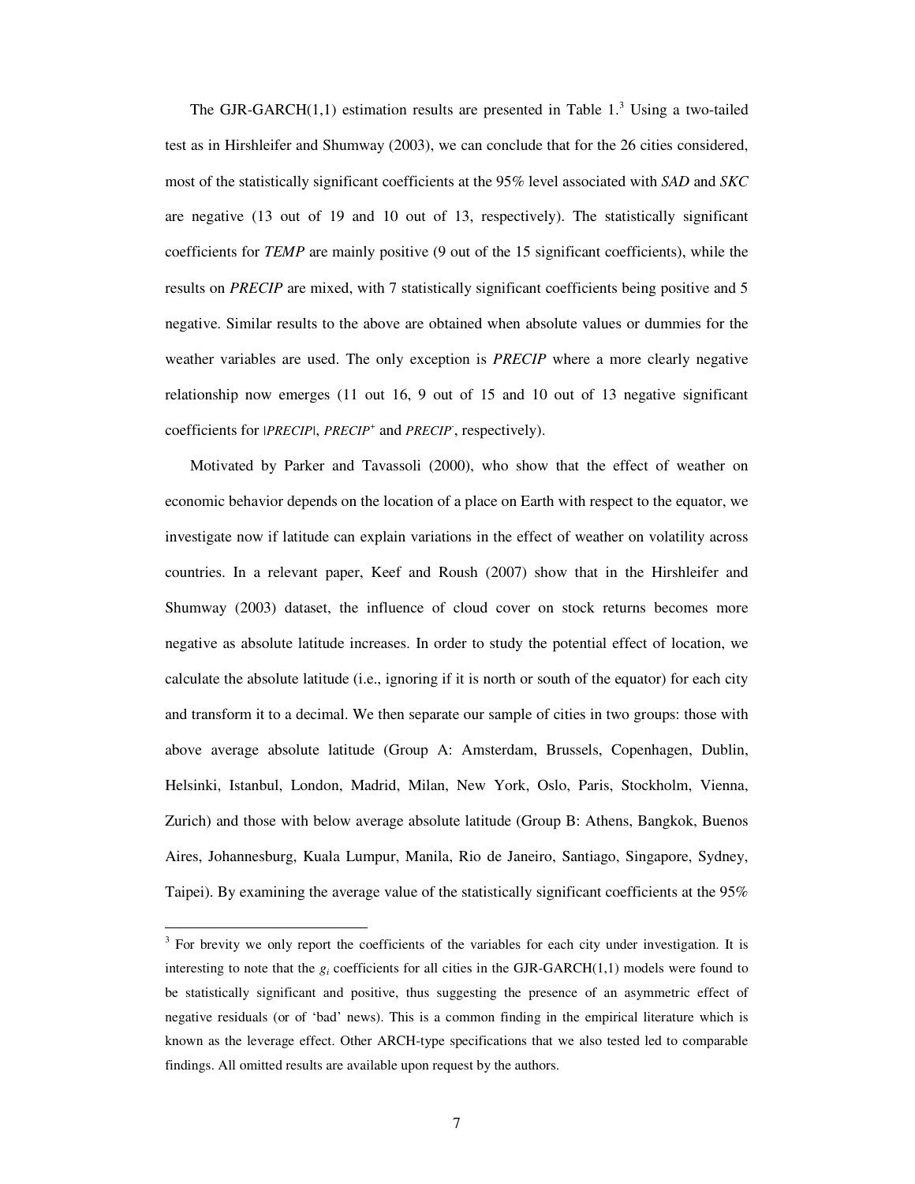The GJR-GARCH(1,1) estimation results are presented in Table 1.[3] Using a two-tailed test as in Hirshleifer and Shumway (2003), we can conclude that for the 26 cities considered, most of the statistically significant coefficients at the 95% level associated with *SAD* and *SKC* are negative (13 out of 19 and 10 out of 13, respectively). The statistically significant coefficients for *TEMP* are mainly positive (9 out of the 15 significant coefficients), while the results on *PRECIP* are mixed, with 7 statistically significant coefficients being positive and 5 negative. Similar results to the above are obtained when absolute values or dummies for the weather variables are used. The only exception is *PRECIP* where a more clearly negative relationship now emerges (11 out 16, 9 out of 15 and 10 out of 13 negative significant coefficients for $|PRECIP|$, $PRECIP^{+}$ and $PRECIP^{-}$, respectively).

Motivated by Parker and Tavassoli (2000), who show that the effect of weather on economic behavior depends on the location of a place on Earth with respect to the equator, we investigate now if latitude can explain variations in the effect of weather on volatility across countries. In a relevant paper, Keef and Roush (2007) show that in the Hirshleifer and Shumway (2003) dataset, the influence of cloud cover on stock returns becomes more negative as absolute latitude increases. In order to study the potential effect of location, we calculate the absolute latitude (i.e., ignoring if it is north or south of the equator) for each city and transform it to a decimal. We then separate our sample of cities in two groups: those with above average absolute latitude (Group A: Amsterdam, Brussels, Copenhagen, Dublin, Helsinki, Istanbul, London, Madrid, Milan, New York, Oslo, Paris, Stockholm, Vienna, Zurich) and those with below average absolute latitude (Group B: Athens, Bangkok, Buenos Aires, Johannesburg, Kuala Lumpur, Manila, Rio de Janeiro, Santiago, Singapore, Sydney, Taipei). By examining the average value of the statistically significant coefficients at the 95%

[3] For brevity we only report the coefficients of the variables for each city under investigation. It is interesting to note that the $g_i$ coefficients for all cities in the GJR-GARCH(1,1) models were found to be statistically significant and positive, thus suggesting the presence of an asymmetric effect of negative residuals (or of 'bad' news). This is a common finding in the empirical literature which is known as the leverage effect. Other ARCH-type specifications that we also tested led to comparable findings. All omitted results are available upon request by the authors.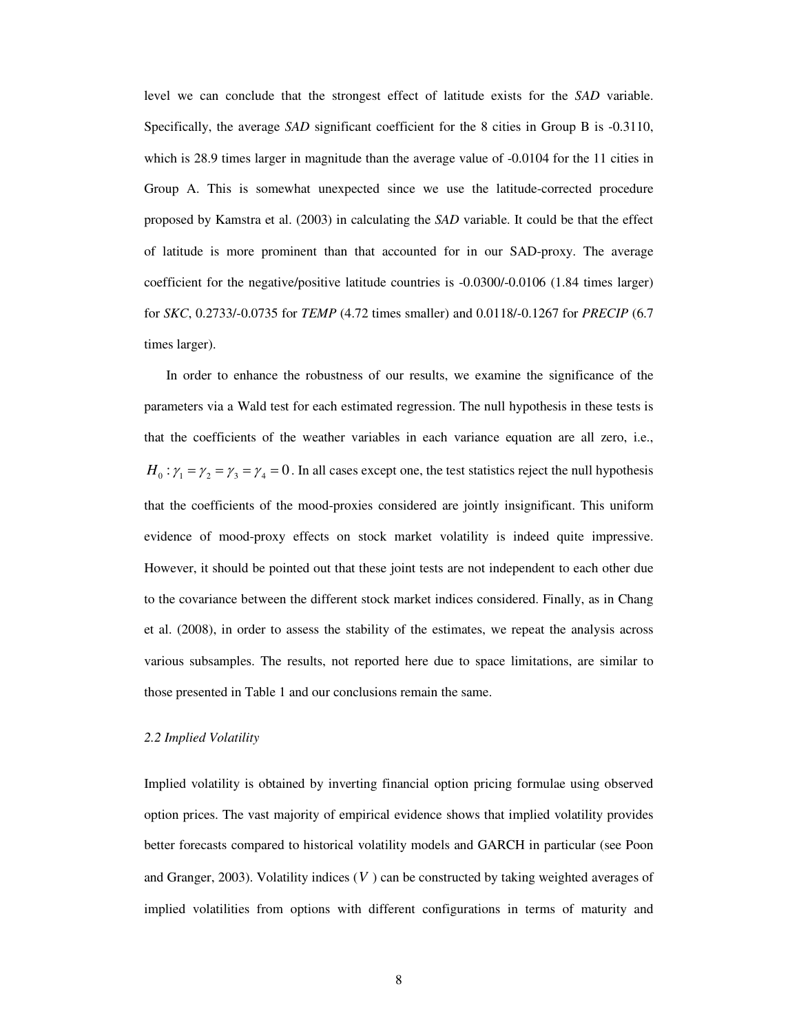level we can conclude that the strongest effect of latitude exists for the *SAD* variable. Specifically, the average *SAD* significant coefficient for the 8 cities in Group B is -0.3110, which is 28.9 times larger in magnitude than the average value of -0.0104 for the 11 cities in Group A. This is somewhat unexpected since we use the latitude-corrected procedure proposed by Kamstra et al. (2003) in calculating the *SAD* variable. It could be that the effect of latitude is more prominent than that accounted for in our SAD-proxy. The average coefficient for the negative/positive latitude countries is -0.0300/-0.0106 (1.84 times larger) for *SKC*, 0.2733/-0.0735 for *TEMP* (4.72 times smaller) and 0.0118/-0.1267 for *PRECIP* (6.7 times larger).

In order to enhance the robustness of our results, we examine the significance of the parameters via a Wald test for each estimated regression. The null hypothesis in these tests is that the coefficients of the weather variables in each variance equation are all zero, i.e., $H_0 : \gamma_1 = \gamma_2 = \gamma_3 = \gamma_4 = 0$. In all cases except one, the test statistics reject the null hypothesis that the coefficients of the mood-proxies considered are jointly insignificant. This uniform evidence of mood-proxy effects on stock market volatility is indeed quite impressive. However, it should be pointed out that these joint tests are not independent to each other due to the covariance between the different stock market indices considered. Finally, as in Chang et al. (2008), in order to assess the stability of the estimates, we repeat the analysis across various subsamples. The results, not reported here due to space limitations, are similar to those presented in Table 1 and our conclusions remain the same.

### *2.2 Implied Volatility*

Implied volatility is obtained by inverting financial option pricing formulae using observed option prices. The vast majority of empirical evidence shows that implied volatility provides better forecasts compared to historical volatility models and GARCH in particular (see Poon and Granger, 2003). Volatility indices ($V$) can be constructed by taking weighted averages of implied volatilities from options with different configurations in terms of maturity and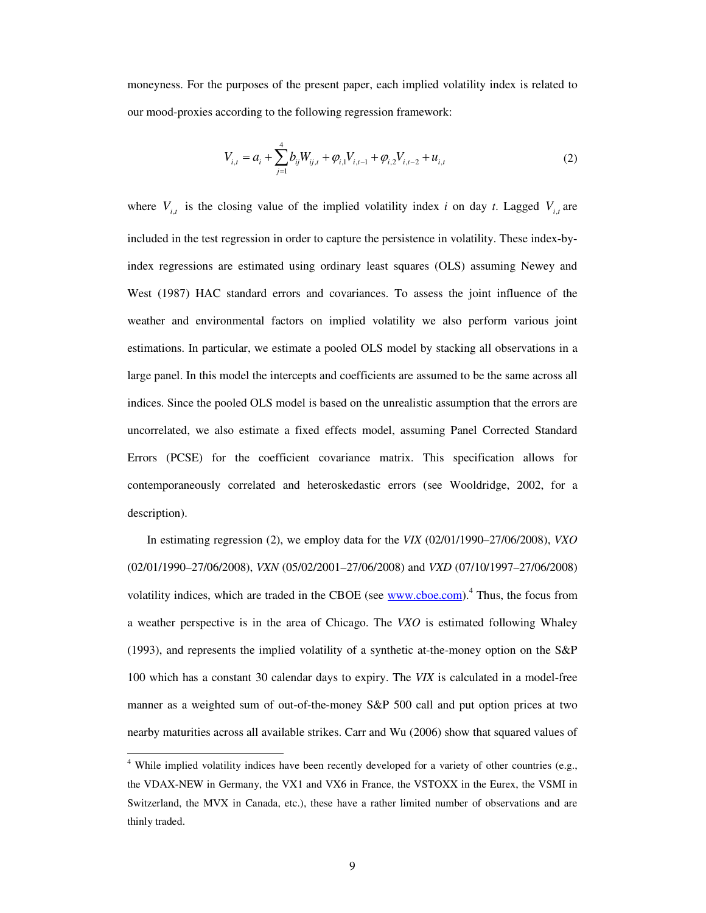moneyness. For the purposes of the present paper, each implied volatility index is related to our mood-proxies according to the following regression framework:

$$V_{i,t} = a_i + \sum_{j=1}^{4} b_{ij} W_{ij,t} + \varphi_{i,1} V_{i,t-1} + \varphi_{i,2} V_{i,t-2} + u_{i,t} \tag{2}$$

where $V_{i,t}$ is the closing value of the implied volatility index *i* on day *t*. Lagged $V_{i,t}$ are included in the test regression in order to capture the persistence in volatility. These index-by-index regressions are estimated using ordinary least squares (OLS) assuming Newey and West (1987) HAC standard errors and covariances. To assess the joint influence of the weather and environmental factors on implied volatility we also perform various joint estimations. In particular, we estimate a pooled OLS model by stacking all observations in a large panel. In this model the intercepts and coefficients are assumed to be the same across all indices. Since the pooled OLS model is based on the unrealistic assumption that the errors are uncorrelated, we also estimate a fixed effects model, assuming Panel Corrected Standard Errors (PCSE) for the coefficient covariance matrix. This specification allows for contemporaneously correlated and heteroskedastic errors (see Wooldridge, 2002, for a description).

In estimating regression (2), we employ data for the *VIX* (02/01/1990–27/06/2008), *VXO* (02/01/1990–27/06/2008), *VXN* (05/02/2001–27/06/2008) and *VXD* (07/10/1997–27/06/2008) volatility indices, which are traded in the CBOE (see www.cboe.com).[4] Thus, the focus from a weather perspective is in the area of Chicago. The *VXO* is estimated following Whaley (1993), and represents the implied volatility of a synthetic at-the-money option on the S&P 100 which has a constant 30 calendar days to expiry. The *VIX* is calculated in a model-free manner as a weighted sum of out-of-the-money S&P 500 call and put option prices at two nearby maturities across all available strikes. Carr and Wu (2006) show that squared values of

[4] While implied volatility indices have been recently developed for a variety of other countries (e.g., the VDAX-NEW in Germany, the VX1 and VX6 in France, the VSTOXX in the Eurex, the VSMI in Switzerland, the MVX in Canada, etc.), these have a rather limited number of observations and are thinly traded.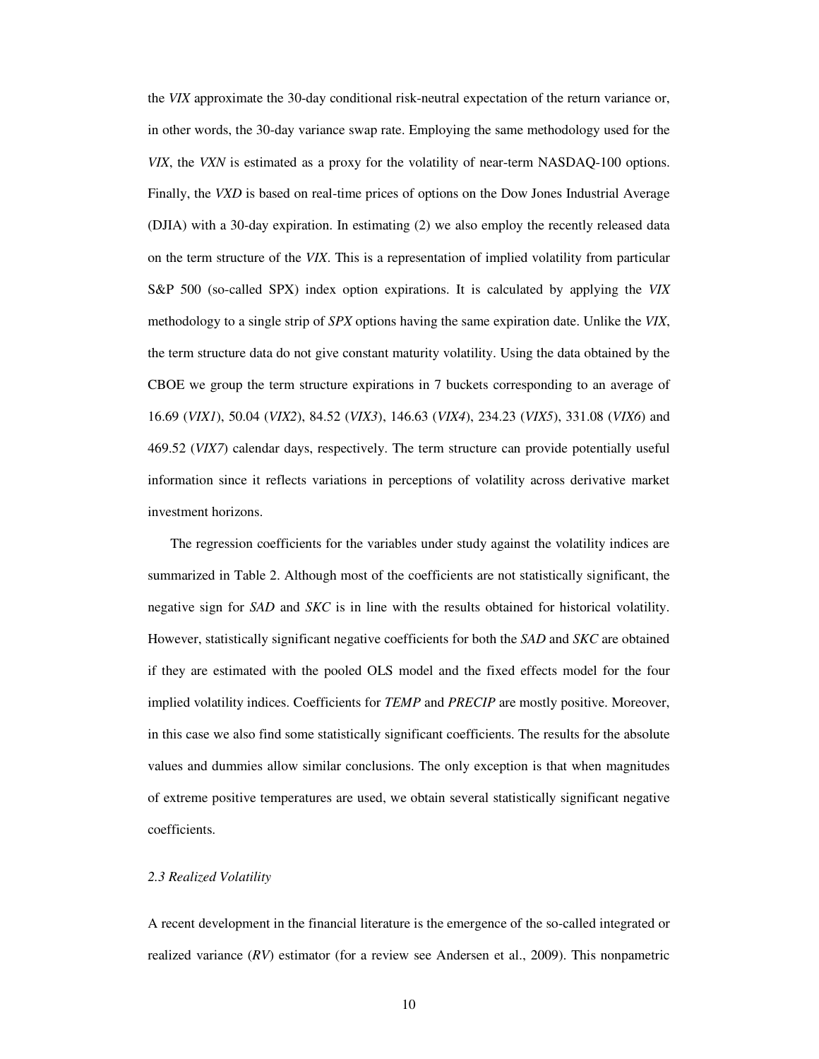the *VIX* approximate the 30-day conditional risk-neutral expectation of the return variance or, in other words, the 30-day variance swap rate. Employing the same methodology used for the *VIX*, the *VXN* is estimated as a proxy for the volatility of near-term NASDAQ-100 options. Finally, the *VXD* is based on real-time prices of options on the Dow Jones Industrial Average (DJIA) with a 30-day expiration. In estimating (2) we also employ the recently released data on the term structure of the *VIX*. This is a representation of implied volatility from particular S&P 500 (so-called SPX) index option expirations. It is calculated by applying the *VIX* methodology to a single strip of *SPX* options having the same expiration date. Unlike the *VIX*, the term structure data do not give constant maturity volatility. Using the data obtained by the CBOE we group the term structure expirations in 7 buckets corresponding to an average of 16.69 (*VIX1*), 50.04 (*VIX2*), 84.52 (*VIX3*), 146.63 (*VIX4*), 234.23 (*VIX5*), 331.08 (*VIX6*) and 469.52 (*VIX7*) calendar days, respectively. The term structure can provide potentially useful information since it reflects variations in perceptions of volatility across derivative market investment horizons.

The regression coefficients for the variables under study against the volatility indices are summarized in Table 2. Although most of the coefficients are not statistically significant, the negative sign for *SAD* and *SKC* is in line with the results obtained for historical volatility. However, statistically significant negative coefficients for both the *SAD* and *SKC* are obtained if they are estimated with the pooled OLS model and the fixed effects model for the four implied volatility indices. Coefficients for *TEMP* and *PRECIP* are mostly positive. Moreover, in this case we also find some statistically significant coefficients. The results for the absolute values and dummies allow similar conclusions. The only exception is that when magnitudes of extreme positive temperatures are used, we obtain several statistically significant negative coefficients.

### *2.3 Realized Volatility*

A recent development in the financial literature is the emergence of the so-called integrated or realized variance (*RV*) estimator (for a review see Andersen et al., 2009). This nonpametric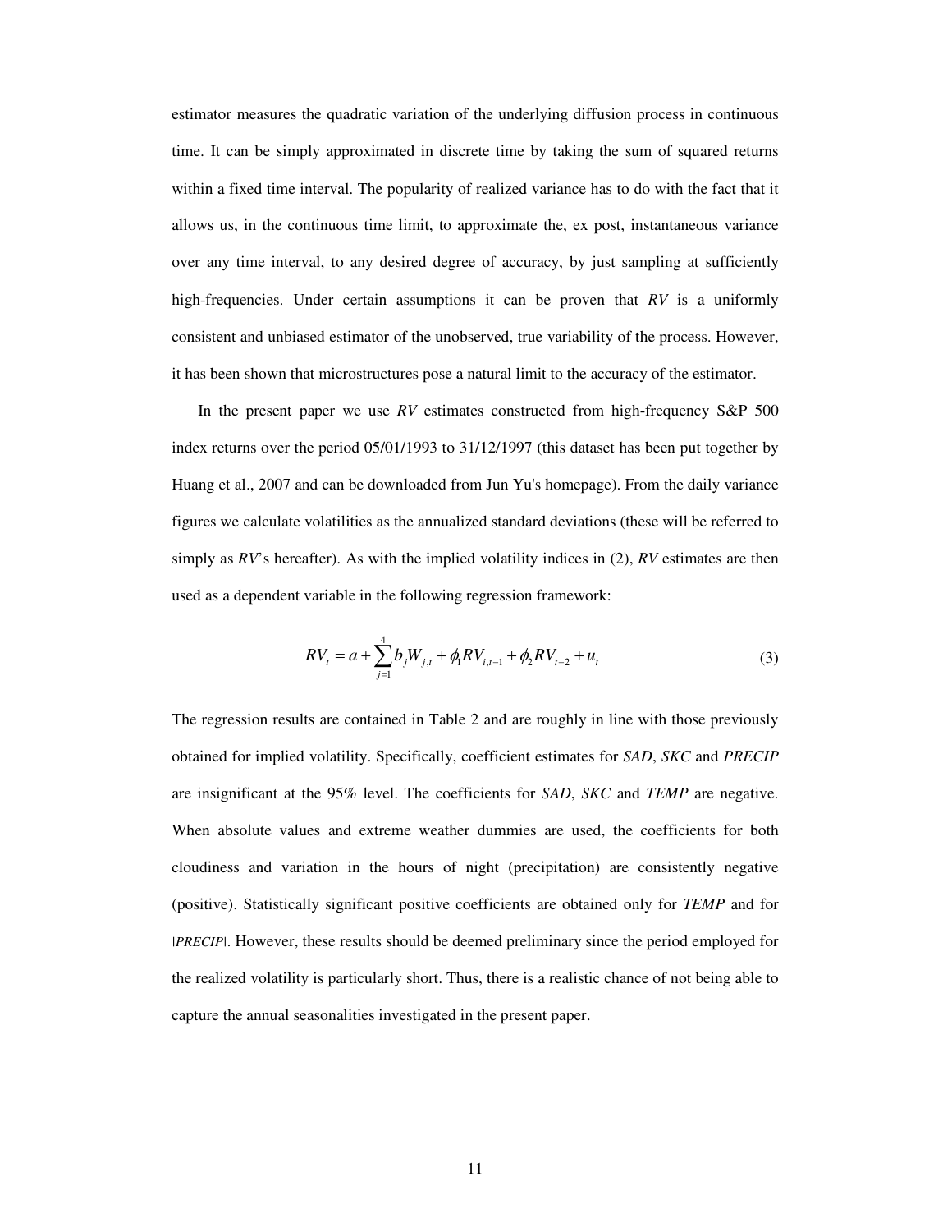estimator measures the quadratic variation of the underlying diffusion process in continuous time. It can be simply approximated in discrete time by taking the sum of squared returns within a fixed time interval. The popularity of realized variance has to do with the fact that it allows us, in the continuous time limit, to approximate the, ex post, instantaneous variance over any time interval, to any desired degree of accuracy, by just sampling at sufficiently high-frequencies. Under certain assumptions it can be proven that *RV* is a uniformly consistent and unbiased estimator of the unobserved, true variability of the process. However, it has been shown that microstructures pose a natural limit to the accuracy of the estimator.

In the present paper we use *RV* estimates constructed from high-frequency S&P 500 index returns over the period 05/01/1993 to 31/12/1997 (this dataset has been put together by Huang et al., 2007 and can be downloaded from Jun Yu's homepage). From the daily variance figures we calculate volatilities as the annualized standard deviations (these will be referred to simply as *RV*'s hereafter). As with the implied volatility indices in (2), *RV* estimates are then used as a dependent variable in the following regression framework:

$$RV_t = a + \sum_{j=1}^{4} b_j W_{j,t} + \phi_1 RV_{i,t-1} + \phi_2 RV_{t-2} + u_t \tag{3}$$

The regression results are contained in Table 2 and are roughly in line with those previously obtained for implied volatility. Specifically, coefficient estimates for *SAD*, *SKC* and *PRECIP* are insignificant at the 95% level. The coefficients for *SAD*, *SKC* and *TEMP* are negative. When absolute values and extreme weather dummies are used, the coefficients for both cloudiness and variation in the hours of night (precipitation) are consistently negative (positive). Statistically significant positive coefficients are obtained only for *TEMP* and for |*PRECIP*|. However, these results should be deemed preliminary since the period employed for the realized volatility is particularly short. Thus, there is a realistic chance of not being able to capture the annual seasonalities investigated in the present paper.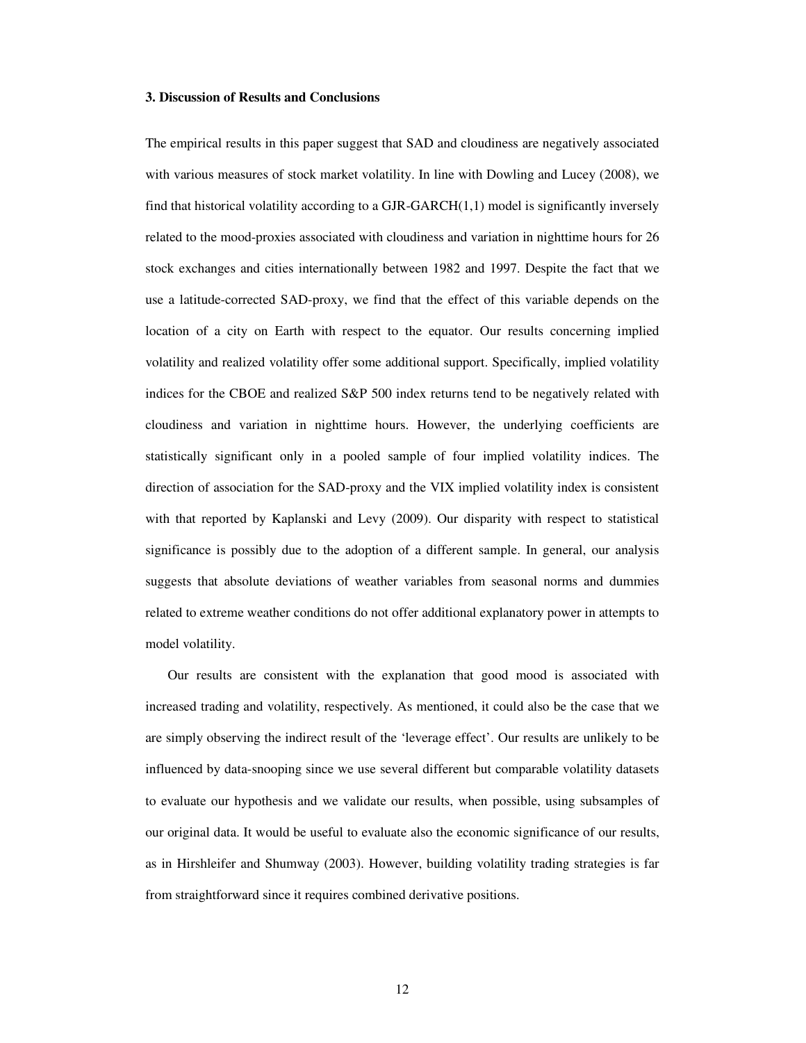### 3. Discussion of Results and Conclusions

The empirical results in this paper suggest that SAD and cloudiness are negatively associated with various measures of stock market volatility. In line with Dowling and Lucey (2008), we find that historical volatility according to a GJR-GARCH(1,1) model is significantly inversely related to the mood-proxies associated with cloudiness and variation in nighttime hours for 26 stock exchanges and cities internationally between 1982 and 1997. Despite the fact that we use a latitude-corrected SAD-proxy, we find that the effect of this variable depends on the location of a city on Earth with respect to the equator. Our results concerning implied volatility and realized volatility offer some additional support. Specifically, implied volatility indices for the CBOE and realized S&P 500 index returns tend to be negatively related with cloudiness and variation in nighttime hours. However, the underlying coefficients are statistically significant only in a pooled sample of four implied volatility indices. The direction of association for the SAD-proxy and the VIX implied volatility index is consistent with that reported by Kaplanski and Levy (2009). Our disparity with respect to statistical significance is possibly due to the adoption of a different sample. In general, our analysis suggests that absolute deviations of weather variables from seasonal norms and dummies related to extreme weather conditions do not offer additional explanatory power in attempts to model volatility.

Our results are consistent with the explanation that good mood is associated with increased trading and volatility, respectively. As mentioned, it could also be the case that we are simply observing the indirect result of the 'leverage effect'. Our results are unlikely to be influenced by data-snooping since we use several different but comparable volatility datasets to evaluate our hypothesis and we validate our results, when possible, using subsamples of our original data. It would be useful to evaluate also the economic significance of our results, as in Hirshleifer and Shumway (2003). However, building volatility trading strategies is far from straightforward since it requires combined derivative positions.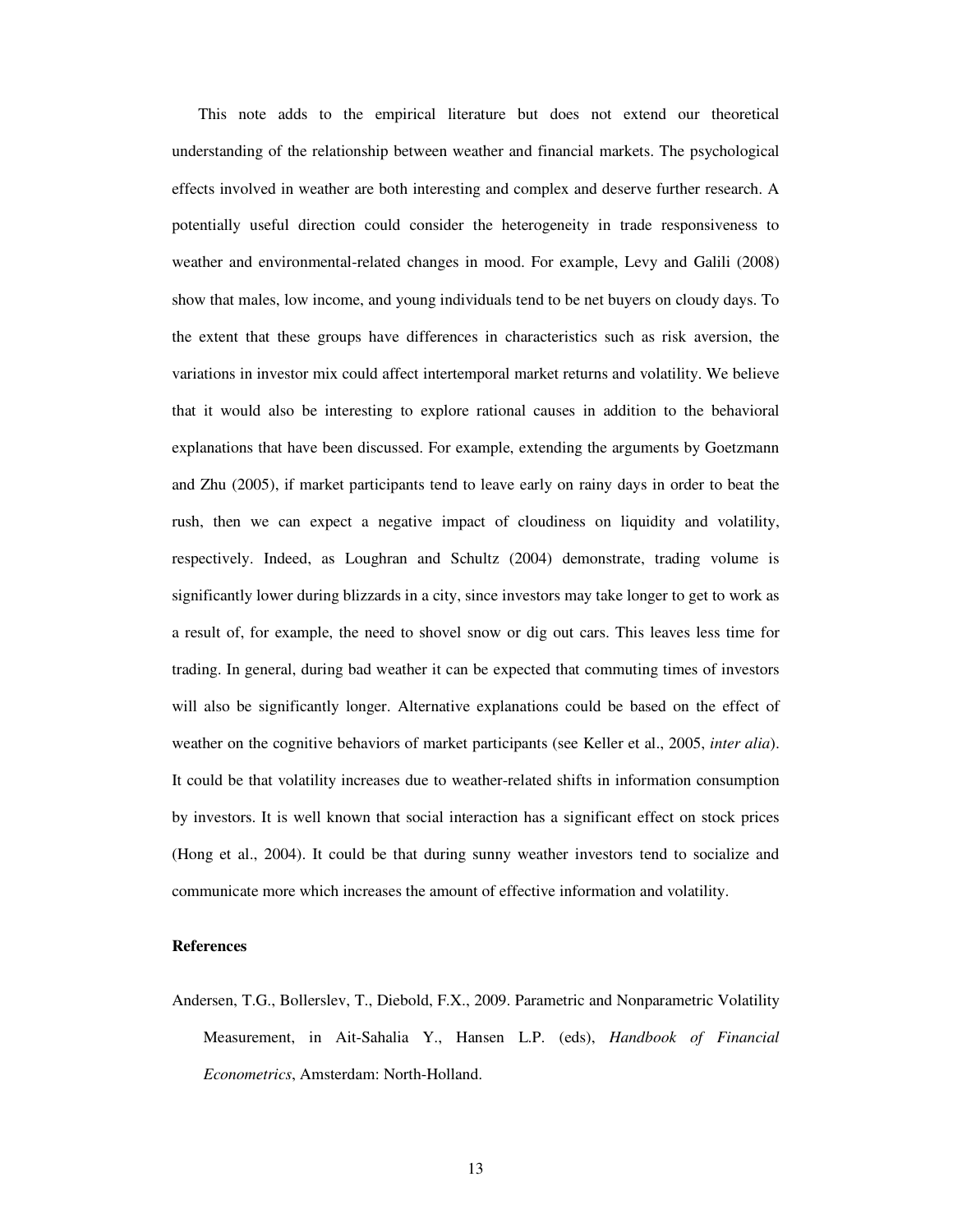This note adds to the empirical literature but does not extend our theoretical understanding of the relationship between weather and financial markets. The psychological effects involved in weather are both interesting and complex and deserve further research. A potentially useful direction could consider the heterogeneity in trade responsiveness to weather and environmental-related changes in mood. For example, Levy and Galili (2008) show that males, low income, and young individuals tend to be net buyers on cloudy days. To the extent that these groups have differences in characteristics such as risk aversion, the variations in investor mix could affect intertemporal market returns and volatility. We believe that it would also be interesting to explore rational causes in addition to the behavioral explanations that have been discussed. For example, extending the arguments by Goetzmann and Zhu (2005), if market participants tend to leave early on rainy days in order to beat the rush, then we can expect a negative impact of cloudiness on liquidity and volatility, respectively. Indeed, as Loughran and Schultz (2004) demonstrate, trading volume is significantly lower during blizzards in a city, since investors may take longer to get to work as a result of, for example, the need to shovel snow or dig out cars. This leaves less time for trading. In general, during bad weather it can be expected that commuting times of investors will also be significantly longer. Alternative explanations could be based on the effect of weather on the cognitive behaviors of market participants (see Keller et al., 2005, *inter alia*). It could be that volatility increases due to weather-related shifts in information consumption by investors. It is well known that social interaction has a significant effect on stock prices (Hong et al., 2004). It could be that during sunny weather investors tend to socialize and communicate more which increases the amount of effective information and volatility.

**References**

Andersen, T.G., Bollerslev, T., Diebold, F.X., 2009. Parametric and Nonparametric Volatility Measurement, in Ait-Sahalia Y., Hansen L.P. (eds), *Handbook of Financial Econometrics*, Amsterdam: North-Holland.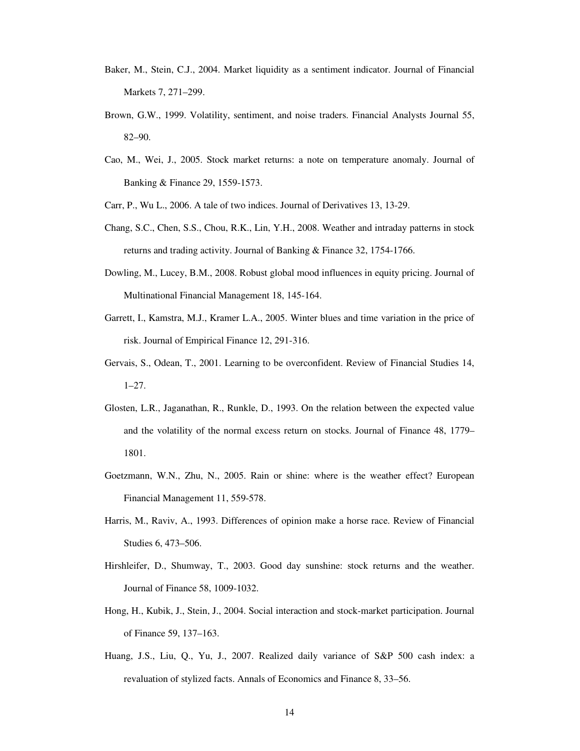Baker, M., Stein, C.J., 2004. Market liquidity as a sentiment indicator. Journal of Financial Markets 7, 271–299.

Brown, G.W., 1999. Volatility, sentiment, and noise traders. Financial Analysts Journal 55, 82–90.

Cao, M., Wei, J., 2005. Stock market returns: a note on temperature anomaly. Journal of Banking & Finance 29, 1559-1573.

Carr, P., Wu L., 2006. A tale of two indices. Journal of Derivatives 13, 13-29.

Chang, S.C., Chen, S.S., Chou, R.K., Lin, Y.H., 2008. Weather and intraday patterns in stock returns and trading activity. Journal of Banking & Finance 32, 1754-1766.

Dowling, M., Lucey, B.M., 2008. Robust global mood influences in equity pricing. Journal of Multinational Financial Management 18, 145-164.

Garrett, I., Kamstra, M.J., Kramer L.A., 2005. Winter blues and time variation in the price of risk. Journal of Empirical Finance 12, 291-316.

Gervais, S., Odean, T., 2001. Learning to be overconfident. Review of Financial Studies 14, 1–27.

Glosten, L.R., Jaganathan, R., Runkle, D., 1993. On the relation between the expected value and the volatility of the normal excess return on stocks. Journal of Finance 48, 1779–1801.

Goetzmann, W.N., Zhu, N., 2005. Rain or shine: where is the weather effect? European Financial Management 11, 559-578.

Harris, M., Raviv, A., 1993. Differences of opinion make a horse race. Review of Financial Studies 6, 473–506.

Hirshleifer, D., Shumway, T., 2003. Good day sunshine: stock returns and the weather. Journal of Finance 58, 1009-1032.

Hong, H., Kubik, J., Stein, J., 2004. Social interaction and stock-market participation. Journal of Finance 59, 137–163.

Huang, J.S., Liu, Q., Yu, J., 2007. Realized daily variance of S&P 500 cash index: a revaluation of stylized facts. Annals of Economics and Finance 8, 33–56.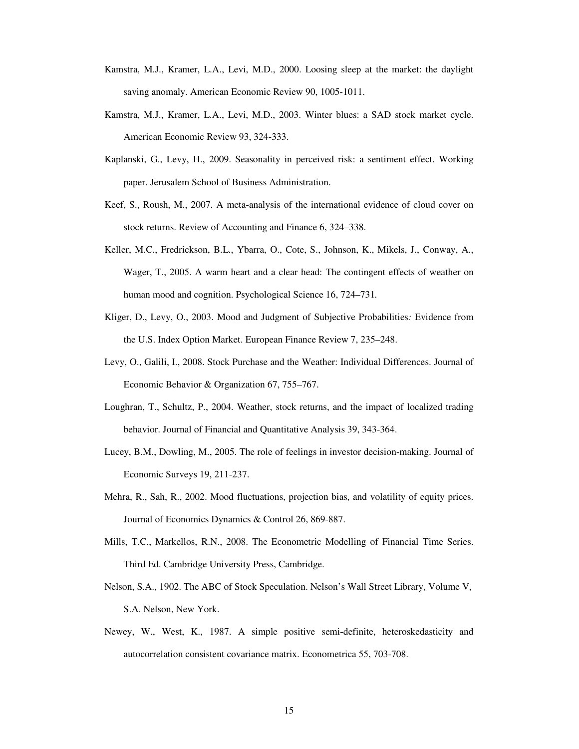Kamstra, M.J., Kramer, L.A., Levi, M.D., 2000. Loosing sleep at the market: the daylight saving anomaly. American Economic Review 90, 1005-1011.

Kamstra, M.J., Kramer, L.A., Levi, M.D., 2003. Winter blues: a SAD stock market cycle. American Economic Review 93, 324-333.

Kaplanski, G., Levy, H., 2009. Seasonality in perceived risk: a sentiment effect. Working paper. Jerusalem School of Business Administration.

Keef, S., Roush, M., 2007. A meta-analysis of the international evidence of cloud cover on stock returns. Review of Accounting and Finance 6, 324–338.

Keller, M.C., Fredrickson, B.L., Ybarra, O., Cote, S., Johnson, K., Mikels, J., Conway, A., Wager, T., 2005. A warm heart and a clear head: The contingent effects of weather on human mood and cognition. Psychological Science 16, 724–731.

Kliger, D., Levy, O., 2003. Mood and Judgment of Subjective Probabilities*:* Evidence from the U.S. Index Option Market. European Finance Review 7, 235–248.

Levy, O., Galili, I., 2008. Stock Purchase and the Weather: Individual Differences. Journal of Economic Behavior & Organization 67, 755–767.

Loughran, T., Schultz, P., 2004. Weather, stock returns, and the impact of localized trading behavior. Journal of Financial and Quantitative Analysis 39, 343-364.

Lucey, B.M., Dowling, M., 2005. The role of feelings in investor decision-making. Journal of Economic Surveys 19, 211-237.

Mehra, R., Sah, R., 2002. Mood fluctuations, projection bias, and volatility of equity prices. Journal of Economics Dynamics & Control 26, 869-887.

Mills, T.C., Markellos, R.N., 2008. The Econometric Modelling of Financial Time Series. Third Ed. Cambridge University Press, Cambridge.

Nelson, S.A., 1902. The ABC of Stock Speculation. Nelson's Wall Street Library, Volume V, S.A. Nelson, New York.

Newey, W., West, K., 1987. A simple positive semi-definite, heteroskedasticity and autocorrelation consistent covariance matrix. Econometrica 55, 703-708.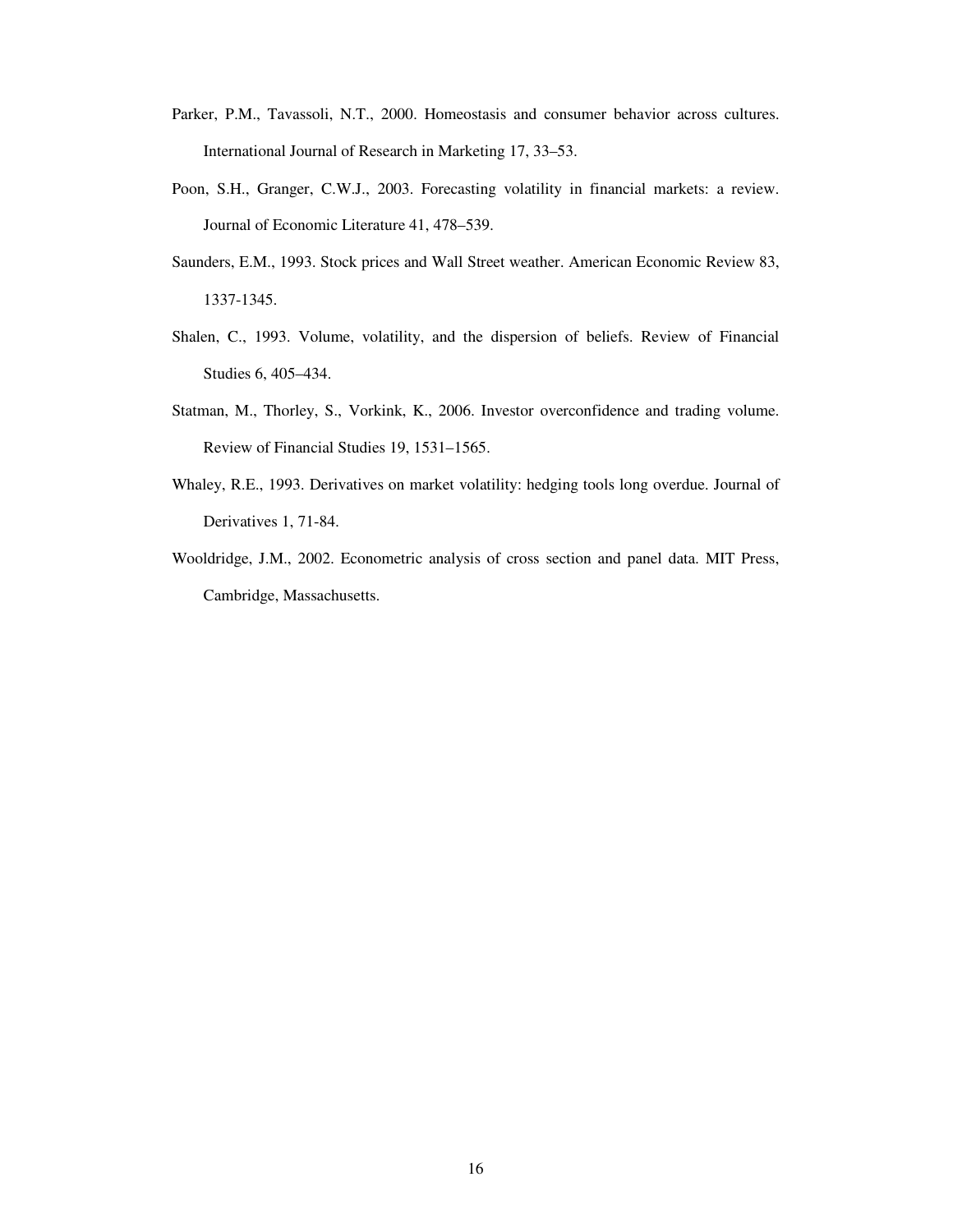Parker, P.M., Tavassoli, N.T., 2000. Homeostasis and consumer behavior across cultures. International Journal of Research in Marketing 17, 33–53.

Poon, S.H., Granger, C.W.J., 2003. Forecasting volatility in financial markets: a review. Journal of Economic Literature 41, 478–539.

Saunders, E.M., 1993. Stock prices and Wall Street weather. American Economic Review 83, 1337-1345.

Shalen, C., 1993. Volume, volatility, and the dispersion of beliefs. Review of Financial Studies 6, 405–434.

Statman, M., Thorley, S., Vorkink, K., 2006. Investor overconfidence and trading volume. Review of Financial Studies 19, 1531–1565.

Whaley, R.E., 1993. Derivatives on market volatility: hedging tools long overdue. Journal of Derivatives 1, 71-84.

Wooldridge, J.M., 2002. Econometric analysis of cross section and panel data. MIT Press, Cambridge, Massachusetts.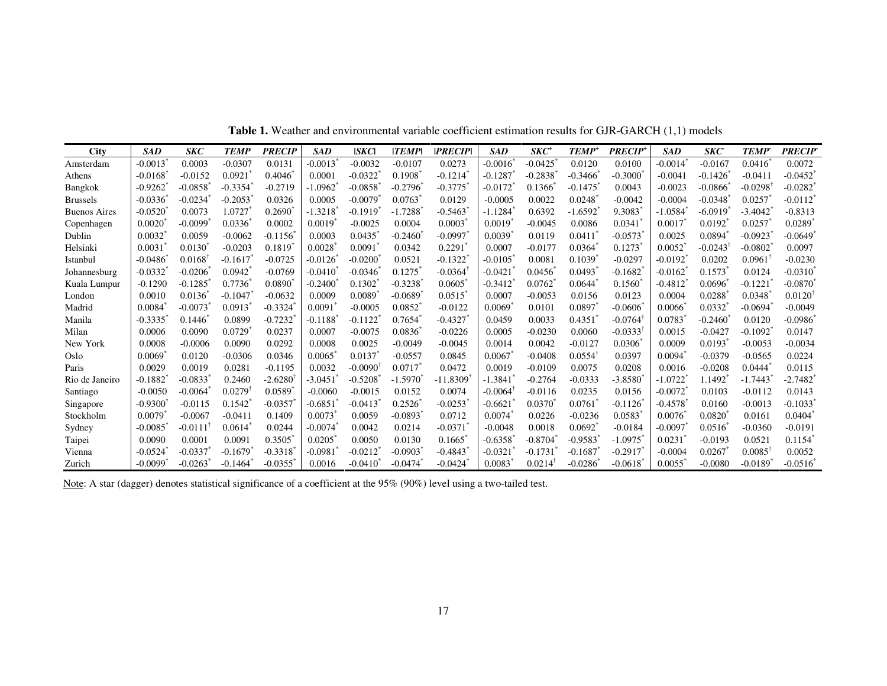**Table 1.** Weather and environmental variable coefficient estimation results for GJR-GARCH (1,1) models

| City | *SAD* | *SKC* | *TEMP* | *PRECIP* | *SAD* | *\|SKC\|* | *\|TEMP\|* | *\|PRECIP\|* | *SAD* | *SKC⁺* | *TEMP⁺* | *PRECIP⁺* | *SAD* | *SKC⁻* | *TEMP⁻* | *PRECIP⁻* |
|---|---|---|---|---|---|---|---|---|---|---|---|---|---|---|---|---|
| Amsterdam | -0.0013* | 0.0003 | -0.0307 | 0.0131 | -0.0013* | -0.0032 | -0.0107 | 0.0273 | -0.0016* | -0.0425* | 0.0120 | 0.0100 | -0.0014* | -0.0167 | 0.0416* | 0.0072 |
| Athens | -0.0168* | -0.0152 | 0.0921* | 0.4046* | 0.0001 | -0.0322* | 0.1908* | -0.1214* | -0.1287* | -0.2838* | -0.3466* | -0.3000* | -0.0041 | -0.1426* | -0.0411 | -0.0452* |
| Bangkok | -0.9262* | -0.0858* | -0.3354* | -0.2719 | -1.0962* | -0.0858* | -0.2796* | -0.3775* | -0.0172* | 0.1366* | -0.1475* | 0.0043 | -0.0023 | -0.0866* | -0.0298† | -0.0282* |
| Brussels | -0.0336* | -0.0234* | -0.2053* | 0.0326 | 0.0005 | -0.0079* | 0.0763* | 0.0129 | -0.0005 | 0.0022 | 0.0248* | -0.0042 | -0.0004 | -0.0348* | 0.0257* | -0.0112* |
| Buenos Aires | -0.0520* | 0.0073 | 1.0727* | 0.2690* | -1.3218* | -0.1919* | -1.7288* | -0.5463* | -1.1284* | 0.6392 | -1.6592* | 9.3083* | -1.0584* | -6.0919* | -3.4042* | -0.8313 |
| Copenhagen | 0.0020* | -0.0099* | 0.0336* | 0.0002 | 0.0019* | -0.0025 | 0.0004 | 0.0003* | 0.0019* | -0.0045 | 0.0086 | 0.0341* | 0.0017* | 0.0192* | 0.0257* | 0.0289* |
| Dublin | 0.0032* | 0.0059 | -0.0062 | -0.1156* | 0.0003 | 0.0435* | -0.2460* | -0.0997* | 0.0039* | 0.0119 | 0.0411* | -0.0573* | 0.0025 | 0.0894* | -0.0923* | -0.0649* |
| Helsinki | 0.0031* | 0.0130* | -0.0203 | 0.1819* | 0.0028* | 0.0091* | 0.0342 | 0.2291* | 0.0007 | -0.0177 | 0.0364* | 0.1273* | 0.0052* | -0.0243† | -0.0802* | 0.0097 |
| Istanbul | -0.0486* | 0.0168† | -0.1617* | -0.0725 | -0.0126* | -0.0200* | 0.0521 | -0.1322* | -0.0105* | 0.0081 | 0.1039* | -0.0297 | -0.0192* | 0.0202 | 0.0961† | -0.0230 |
| Johannesburg | -0.0332* | -0.0206* | 0.0942* | -0.0769 | -0.0410* | -0.0346* | 0.1275* | -0.0364† | -0.0421* | 0.0456* | 0.0493* | -0.1682* | -0.0162* | 0.1573* | 0.0124 | -0.0310* |
| Kuala Lumpur | -0.1290 | -0.1285* | 0.7736* | 0.0890* | -0.2400* | 0.1302* | -0.3238* | 0.0605* | -0.3412* | 0.0762* | 0.0644* | 0.1560* | -0.4812* | 0.0696* | -0.1221* | -0.0870* |
| London | 0.0010 | 0.0136* | -0.1047* | -0.0632 | 0.0009 | 0.0089* | -0.0689* | 0.0515* | 0.0007 | -0.0053 | 0.0156 | 0.0123 | 0.0004 | 0.0288* | 0.0348* | 0.0120† |
| Madrid | 0.0084* | -0.0073* | 0.0913* | -0.3324* | 0.0091* | -0.0005 | 0.0852* | -0.0122 | 0.0069* | 0.0101 | 0.0897* | -0.0606* | 0.0066* | 0.0332* | -0.0694* | -0.0049 |
| Manila | -0.3335* | 0.1446* | 0.0899 | -0.7232* | -0.1188* | -0.1122* | 0.7654* | -0.4327* | 0.0459 | 0.0033 | 0.4351* | -0.0764† | 0.0783* | -0.2460* | 0.0120 | -0.0986* |
| Milan | 0.0006 | 0.0090 | 0.0729* | 0.0237 | 0.0007 | -0.0075 | 0.0836* | -0.0226 | 0.0005 | -0.0230 | 0.0060 | -0.0333† | 0.0015 | -0.0427 | -0.1092* | 0.0147 |
| New York | 0.0008 | -0.0006 | 0.0090 | 0.0292 | 0.0008 | 0.0025 | -0.0049 | -0.0045 | 0.0014 | 0.0042 | -0.0127 | 0.0306* | 0.0009 | 0.0193* | -0.0053 | -0.0034 |
| Oslo | 0.0069* | 0.0120 | -0.0306 | 0.0346 | 0.0065* | 0.0137* | -0.0557 | 0.0845 | 0.0067* | -0.0408 | 0.0554† | 0.0397 | 0.0094* | -0.0379 | -0.0565 | 0.0224 |
| Paris | 0.0029 | 0.0019 | 0.0281 | -0.1195 | 0.0032 | -0.0090† | 0.0717* | 0.0472 | 0.0019 | -0.0109 | 0.0075 | 0.0208 | 0.0016 | -0.0208 | 0.0444* | 0.0115 |
| Rio de Janeiro | -0.1882* | -0.0833* | 0.2460 | -2.6280† | -3.0451* | -0.5208* | -1.5970* | -11.8309* | -1.3841* | -0.2764 | -0.0333 | -3.8580* | -1.0722* | 1.1492* | -1.7443* | -2.7482* |
| Santiago | -0.0050 | -0.0064* | 0.0279† | 0.0589* | -0.0060 | -0.0015 | 0.0152 | 0.0074 | -0.0064† | -0.0116 | 0.0235 | 0.0156 | -0.0072* | 0.0103 | -0.0112 | 0.0143 |
| Singapore | -0.9300* | -0.0115 | 0.1542* | -0.0357* | -0.6851* | -0.0413* | 0.2526* | -0.0253* | -0.6621* | 0.0370* | 0.0761* | -0.1126* | -0.4578* | 0.0160 | -0.0013 | -0.1033* |
| Stockholm | 0.0079* | -0.0067 | -0.0411 | 0.1409 | 0.0073* | 0.0059 | -0.0893* | 0.0712 | 0.0074* | 0.0226 | -0.0236 | 0.0583* | 0.0076* | 0.0820* | 0.0161 | 0.0404* |
| Sydney | -0.0085* | -0.0111† | 0.0614* | 0.0244 | -0.0074* | 0.0042 | 0.0214 | -0.0371* | -0.0048 | 0.0018 | 0.0692* | -0.0184 | -0.0097* | 0.0516* | -0.0360 | -0.0191 |
| Taipei | 0.0090 | 0.0001 | 0.0091 | 0.3505* | 0.0205* | 0.0050 | 0.0130 | 0.1665* | -0.6358* | -0.8704* | -0.9583* | -1.0975* | 0.0231* | -0.0193 | 0.0521 | 0.1154* |
| Vienna | -0.0524* | -0.0337* | -0.1679* | -0.3318* | -0.0981* | -0.0212* | -0.0903* | -0.4843* | -0.0321* | -0.1731* | -0.1687* | -0.2917* | -0.0004 | 0.0267* | 0.0085† | 0.0052 |
| Zurich | -0.0099* | -0.0263* | -0.1464* | -0.0355* | 0.0016 | -0.0410* | -0.0474* | -0.0424* | 0.0083* | 0.0214† | -0.0286* | -0.0618* | 0.0055* | -0.0080 | -0.0189* | -0.0516* |

Note: A star (dagger) denotes statistical significance of a coefficient at the 95% (90%) level using a two-tailed test.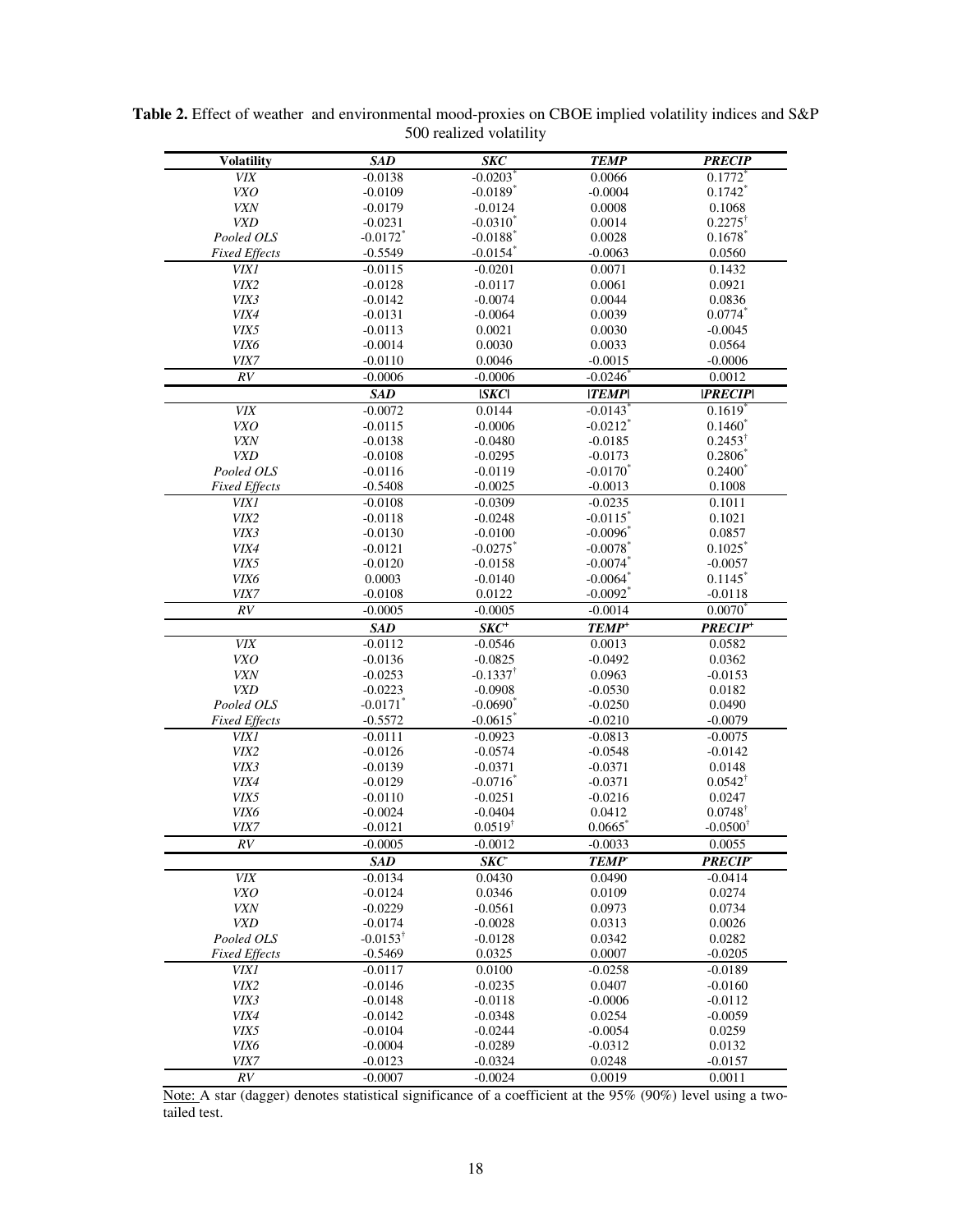**Table 2.** Effect of weather and environmental mood-proxies on CBOE implied volatility indices and S&P 500 realized volatility

| Volatility | *SAD* | *SKC* | *TEMP* | *PRECIP* |
|---|---|---|---|---|
| *VIX* | -0.0138 | -0.0203* | 0.0066 | 0.1772* |
| *VXO* | -0.0109 | -0.0189* | -0.0004 | 0.1742* |
| *VXN* | -0.0179 | -0.0124 | 0.0008 | 0.1068 |
| *VXD* | -0.0231 | -0.0310* | 0.0014 | 0.2275† |
| *Pooled OLS* | -0.0172* | -0.0188* | 0.0028 | 0.1678* |
| *Fixed Effects* | -0.5549 | -0.0154* | -0.0063 | 0.0560 |
| *VIX1* | -0.0115 | -0.0201 | 0.0071 | 0.1432 |
| *VIX2* | -0.0128 | -0.0117 | 0.0061 | 0.0921 |
| *VIX3* | -0.0142 | -0.0074 | 0.0044 | 0.0836 |
| *VIX4* | -0.0131 | -0.0064 | 0.0039 | 0.0774* |
| *VIX5* | -0.0113 | 0.0021 | 0.0030 | -0.0045 |
| *VIX6* | -0.0014 | 0.0030 | 0.0033 | 0.0564 |
| *VIX7* | -0.0110 | 0.0046 | -0.0015 | -0.0006 |
| *RV* | -0.0006 | -0.0006 | -0.0246* | 0.0012 |
| | ***SAD*** | **\|*SKC*\|** | **\|*TEMP*\|** | **\|*PRECIP*\|** |
| *VIX* | -0.0072 | 0.0144 | -0.0143* | 0.1619* |
| *VXO* | -0.0115 | -0.0006 | -0.0212* | 0.1460* |
| *VXN* | -0.0138 | -0.0480 | -0.0185 | 0.2453† |
| *VXD* | -0.0108 | -0.0295 | -0.0173 | 0.2806* |
| *Pooled OLS* | -0.0116 | -0.0119 | -0.0170* | 0.2400* |
| *Fixed Effects* | -0.5408 | -0.0025 | -0.0013 | 0.1008 |
| *VIX1* | -0.0108 | -0.0309 | -0.0235 | 0.1011 |
| *VIX2* | -0.0118 | -0.0248 | -0.0115* | 0.1021 |
| *VIX3* | -0.0130 | -0.0100 | -0.0096* | 0.0857 |
| *VIX4* | -0.0121 | -0.0275* | -0.0078* | 0.1025* |
| *VIX5* | -0.0120 | -0.0158 | -0.0074* | -0.0057 |
| *VIX6* | 0.0003 | -0.0140 | -0.0064* | 0.1145* |
| *VIX7* | -0.0108 | 0.0122 | -0.0092* | -0.0118 |
| *RV* | -0.0005 | -0.0005 | -0.0014 | 0.0070* |
| | ***SAD*** | ***SKC*⁺** | ***TEMP*⁺** | ***PRECIP*⁺** |
| *VIX* | -0.0112 | -0.0546 | 0.0013 | 0.0582 |
| *VXO* | -0.0136 | -0.0825 | -0.0492 | 0.0362 |
| *VXN* | -0.0253 | -0.1337† | 0.0963 | -0.0153 |
| *VXD* | -0.0223 | -0.0908 | -0.0530 | 0.0182 |
| *Pooled OLS* | -0.0171* | -0.0690* | -0.0250 | 0.0490 |
| *Fixed Effects* | -0.5572 | -0.0615* | -0.0210 | -0.0079 |
| *VIX1* | -0.0111 | -0.0923 | -0.0813 | -0.0075 |
| *VIX2* | -0.0126 | -0.0574 | -0.0548 | -0.0142 |
| *VIX3* | -0.0139 | -0.0371 | -0.0371 | 0.0148 |
| *VIX4* | -0.0129 | -0.0716* | -0.0371 | 0.0542† |
| *VIX5* | -0.0110 | -0.0251 | -0.0216 | 0.0247 |
| *VIX6* | -0.0024 | -0.0404 | 0.0412 | 0.0748† |
| *VIX7* | -0.0121 | 0.0519† | 0.0665* | -0.0500† |
| *RV* | -0.0005 | -0.0012 | -0.0033 | 0.0055 |
| | ***SAD*** | ***SKC*⁻** | ***TEMP*⁻** | ***PRECIP*⁻** |
| *VIX* | -0.0134 | 0.0430 | 0.0490 | -0.0414 |
| *VXO* | -0.0124 | 0.0346 | 0.0109 | 0.0274 |
| *VXN* | -0.0229 | -0.0561 | 0.0973 | 0.0734 |
| *VXD* | -0.0174 | -0.0028 | 0.0313 | 0.0026 |
| *Pooled OLS* | -0.0153† | -0.0128 | 0.0342 | 0.0282 |
| *Fixed Effects* | -0.5469 | 0.0325 | 0.0007 | -0.0205 |
| *VIX1* | -0.0117 | 0.0100 | -0.0258 | -0.0189 |
| *VIX2* | -0.0146 | -0.0235 | 0.0407 | -0.0160 |
| *VIX3* | -0.0148 | -0.0118 | -0.0006 | -0.0112 |
| *VIX4* | -0.0142 | -0.0348 | 0.0254 | -0.0059 |
| *VIX5* | -0.0104 | -0.0244 | -0.0054 | 0.0259 |
| *VIX6* | -0.0004 | -0.0289 | -0.0312 | 0.0132 |
| *VIX7* | -0.0123 | -0.0324 | 0.0248 | -0.0157 |
| *RV* | -0.0007 | -0.0024 | 0.0019 | 0.0011 |

Note: A star (dagger) denotes statistical significance of a coefficient at the 95% (90%) level using a two-tailed test.